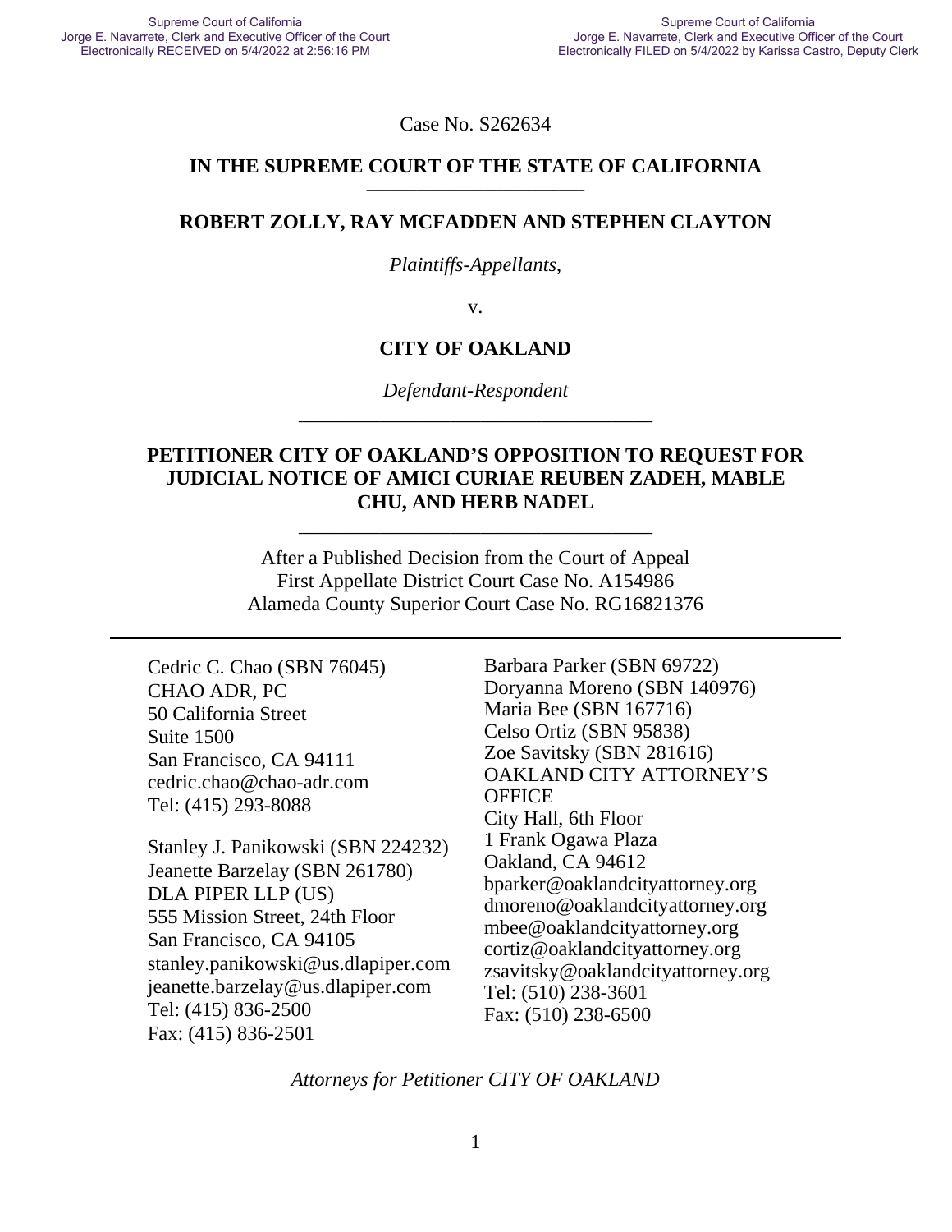Supreme Court of California
Jorge E. Navarrete, Clerk and Executive Officer of the Court
Electronically RECEIVED on 5/4/2022 at 2:56:16 PM

Supreme Court of California
Jorge E. Navarrete, Clerk and Executive Officer of the Court
Electronically FILED on 5/4/2022 by Karissa Castro, Deputy Clerk

Case No. S262634

**IN THE SUPREME COURT OF THE STATE OF CALIFORNIA**

---

**ROBERT ZOLLY, RAY MCFADDEN AND STEPHEN CLAYTON**

*Plaintiffs-Appellants*,

v.

**CITY OF OAKLAND**

*Defendant-Respondent*

---

**PETITIONER CITY OF OAKLAND'S OPPOSITION TO REQUEST FOR JUDICIAL NOTICE OF AMICI CURIAE REUBEN ZADEH, MABLE CHU, AND HERB NADEL**

---

After a Published Decision from the Court of Appeal
First Appellate District Court Case No. A154986
Alameda County Superior Court Case No. RG16821376

---

Cedric C. Chao (SBN 76045)
CHAO ADR, PC
50 California Street
Suite 1500
San Francisco, CA 94111
cedric.chao@chao-adr.com
Tel: (415) 293-8088

Stanley J. Panikowski (SBN 224232)
Jeanette Barzelay (SBN 261780)
DLA PIPER LLP (US)
555 Mission Street, 24th Floor
San Francisco, CA 94105
stanley.panikowski@us.dlapiper.com
jeanette.barzelay@us.dlapiper.com
Tel: (415) 836-2500
Fax: (415) 836-2501

Barbara Parker (SBN 69722)
Doryanna Moreno (SBN 140976)
Maria Bee (SBN 167716)
Celso Ortiz (SBN 95838)
Zoe Savitsky (SBN 281616)
OAKLAND CITY ATTORNEY'S OFFICE
City Hall, 6th Floor
1 Frank Ogawa Plaza
Oakland, CA 94612
bparker@oaklandcityattorney.org
dmoreno@oaklandcityattorney.org
mbee@oaklandcityattorney.org
cortiz@oaklandcityattorney.org
zsavitsky@oaklandcityattorney.org
Tel: (510) 238-3601
Fax: (510) 238-6500

*Attorneys for Petitioner CITY OF OAKLAND*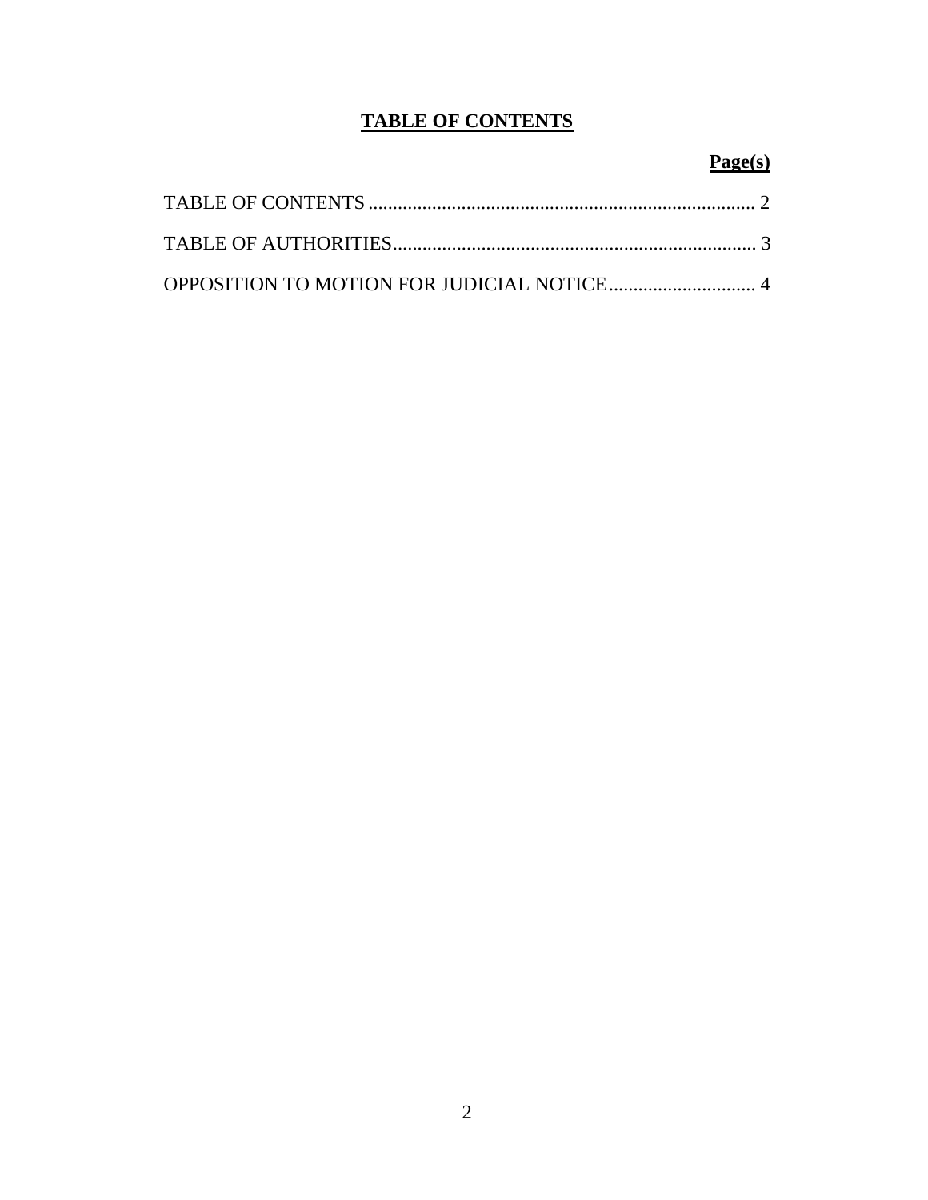# **TABLE OF CONTENTS**

| | |
|---|---|
| | **Page(s)** |
| TABLE OF CONTENTS | 2 |
| TABLE OF AUTHORITIES | 3 |
| OPPOSITION TO MOTION FOR JUDICIAL NOTICE | 4 |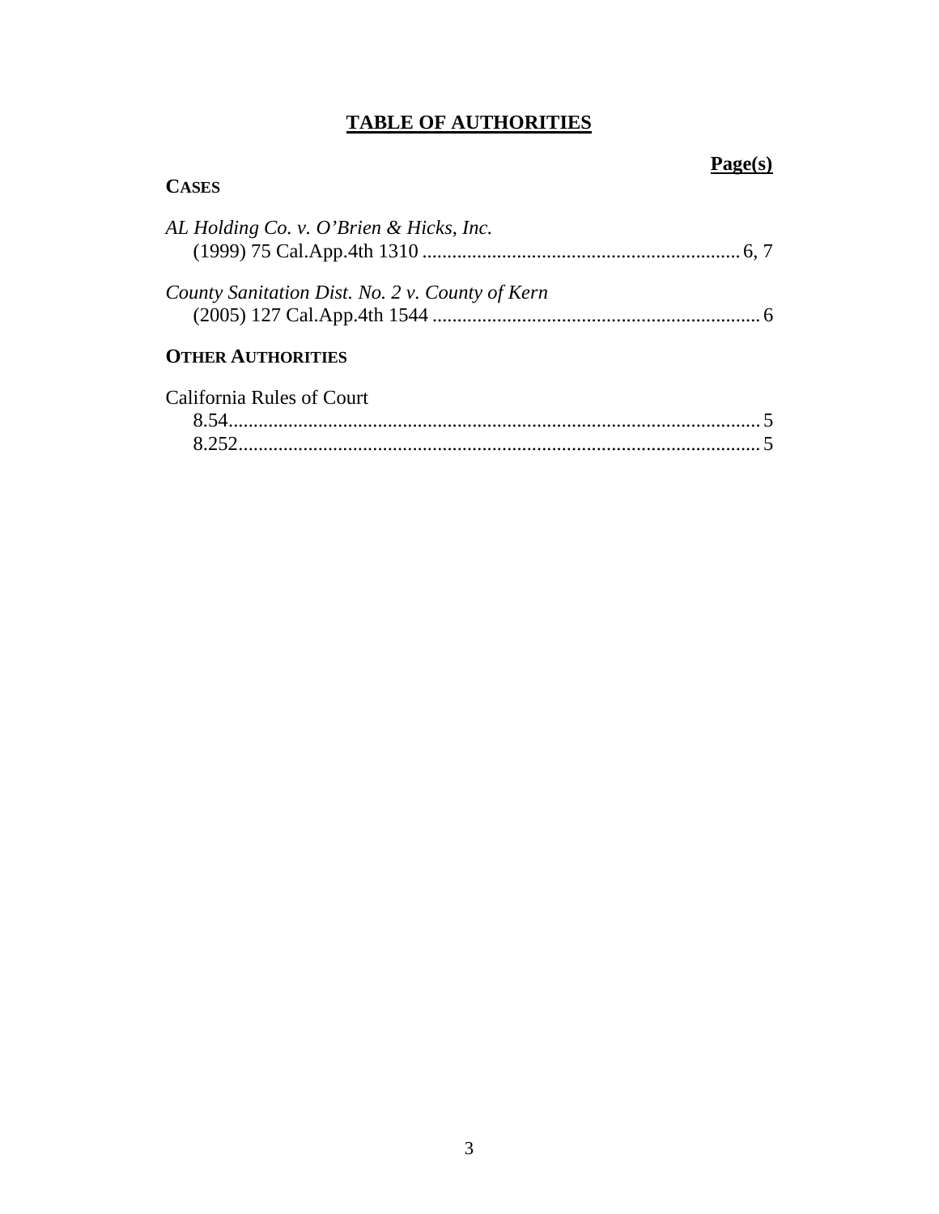# TABLE OF AUTHORITIES

**Page(s)**

**CASES**

*AL Holding Co. v. O'Brien & Hicks, Inc.*
(1999) 75 Cal.App.4th 1310 ................................................................ 6, 7

*County Sanitation Dist. No. 2 v. County of Kern*
(2005) 127 Cal.App.4th 1544 .................................................................. 6

**OTHER AUTHORITIES**

California Rules of Court
8.54............................................................................................................ 5
8.252.......................................................................................................... 5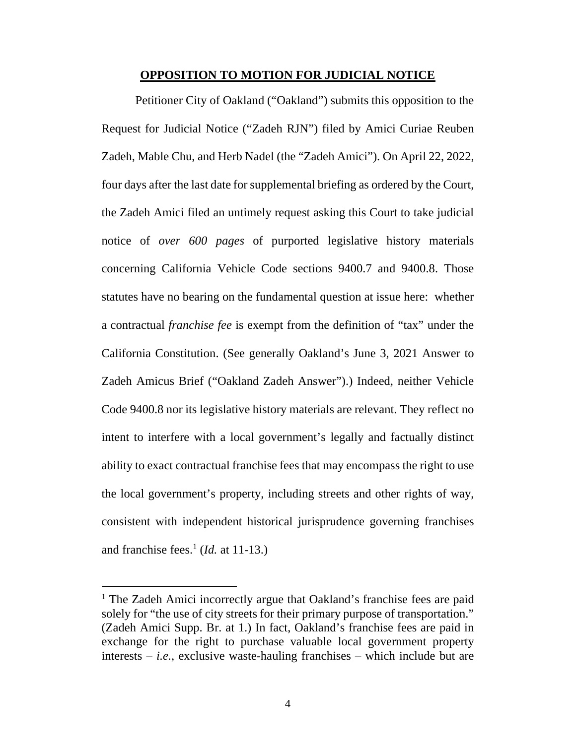**OPPOSITION TO MOTION FOR JUDICIAL NOTICE**

Petitioner City of Oakland ("Oakland") submits this opposition to the Request for Judicial Notice ("Zadeh RJN") filed by Amici Curiae Reuben Zadeh, Mable Chu, and Herb Nadel (the "Zadeh Amici"). On April 22, 2022, four days after the last date for supplemental briefing as ordered by the Court, the Zadeh Amici filed an untimely request asking this Court to take judicial notice of *over 600 pages* of purported legislative history materials concerning California Vehicle Code sections 9400.7 and 9400.8. Those statutes have no bearing on the fundamental question at issue here: whether a contractual *franchise fee* is exempt from the definition of "tax" under the California Constitution. (See generally Oakland's June 3, 2021 Answer to Zadeh Amicus Brief ("Oakland Zadeh Answer").) Indeed, neither Vehicle Code 9400.8 nor its legislative history materials are relevant. They reflect no intent to interfere with a local government's legally and factually distinct ability to exact contractual franchise fees that may encompass the right to use the local government's property, including streets and other rights of way, consistent with independent historical jurisprudence governing franchises and franchise fees.[1] (*Id.* at 11-13.)

[1] The Zadeh Amici incorrectly argue that Oakland's franchise fees are paid solely for "the use of city streets for their primary purpose of transportation." (Zadeh Amici Supp. Br. at 1.) In fact, Oakland's franchise fees are paid in exchange for the right to purchase valuable local government property interests – *i.e.*, exclusive waste-hauling franchises – which include but are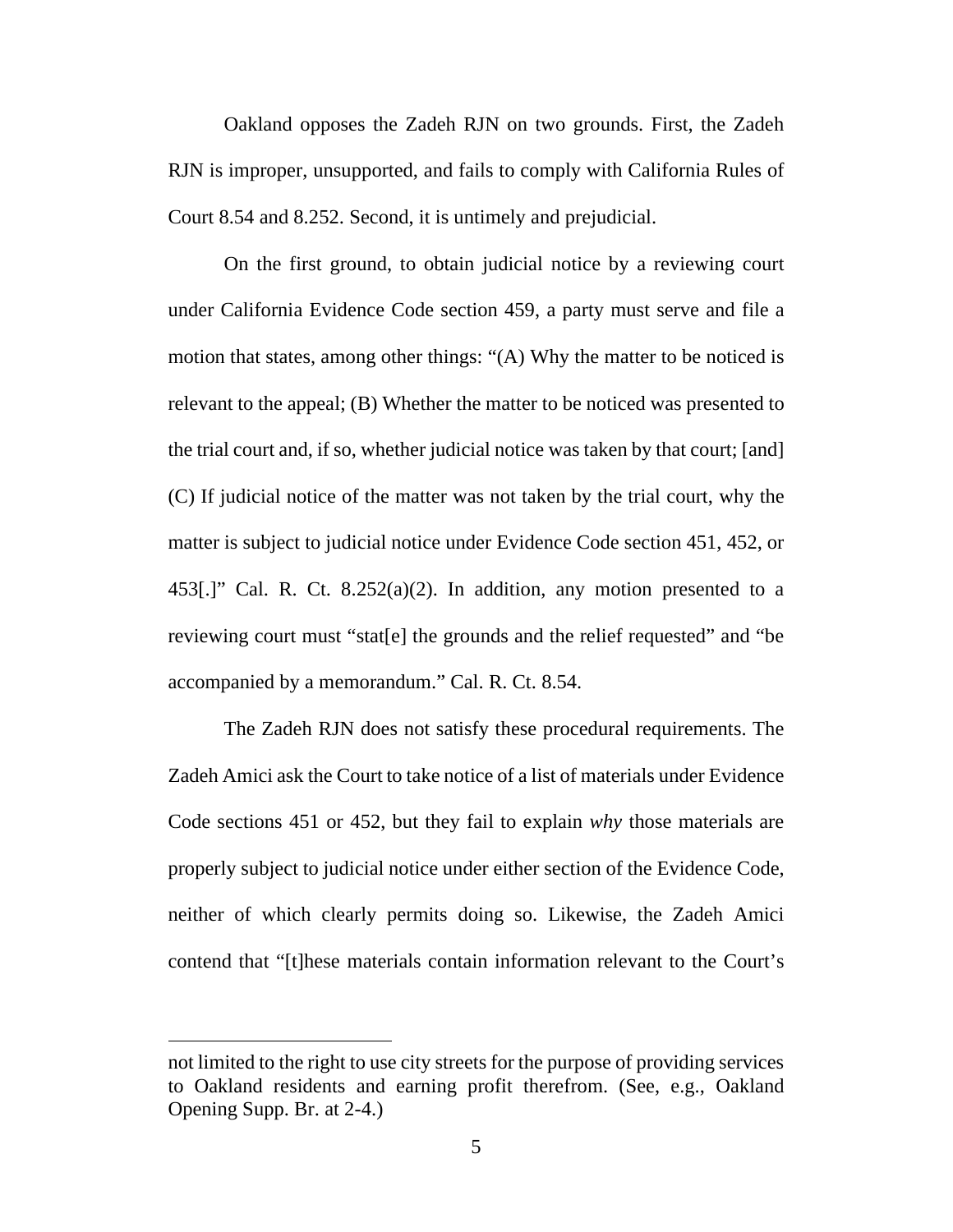Oakland opposes the Zadeh RJN on two grounds. First, the Zadeh RJN is improper, unsupported, and fails to comply with California Rules of Court 8.54 and 8.252. Second, it is untimely and prejudicial.

On the first ground, to obtain judicial notice by a reviewing court under California Evidence Code section 459, a party must serve and file a motion that states, among other things: "(A) Why the matter to be noticed is relevant to the appeal; (B) Whether the matter to be noticed was presented to the trial court and, if so, whether judicial notice was taken by that court; [and] (C) If judicial notice of the matter was not taken by the trial court, why the matter is subject to judicial notice under Evidence Code section 451, 452, or 453[.]" Cal. R. Ct. 8.252(a)(2). In addition, any motion presented to a reviewing court must "stat[e] the grounds and the relief requested" and "be accompanied by a memorandum." Cal. R. Ct. 8.54.

The Zadeh RJN does not satisfy these procedural requirements. The Zadeh Amici ask the Court to take notice of a list of materials under Evidence Code sections 451 or 452, but they fail to explain *why* those materials are properly subject to judicial notice under either section of the Evidence Code, neither of which clearly permits doing so. Likewise, the Zadeh Amici contend that "[t]hese materials contain information relevant to the Court's

---

not limited to the right to use city streets for the purpose of providing services to Oakland residents and earning profit therefrom. (See, e.g., Oakland Opening Supp. Br. at 2-4.)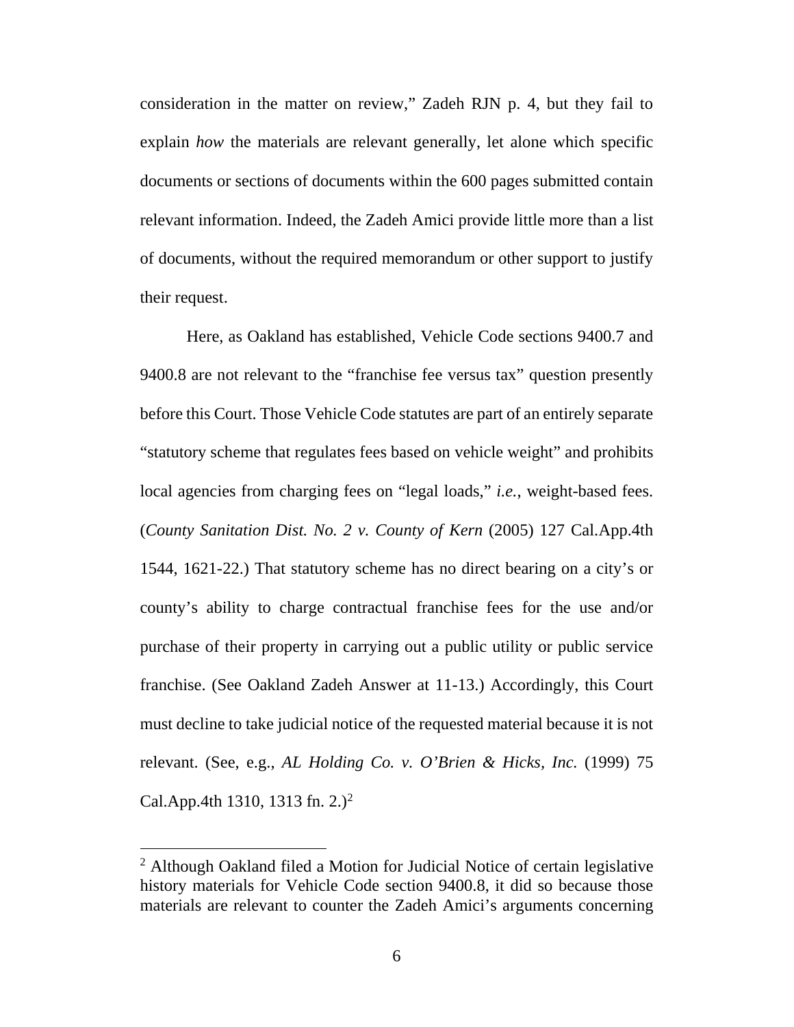consideration in the matter on review," Zadeh RJN p. 4, but they fail to explain *how* the materials are relevant generally, let alone which specific documents or sections of documents within the 600 pages submitted contain relevant information. Indeed, the Zadeh Amici provide little more than a list of documents, without the required memorandum or other support to justify their request.

Here, as Oakland has established, Vehicle Code sections 9400.7 and 9400.8 are not relevant to the "franchise fee versus tax" question presently before this Court. Those Vehicle Code statutes are part of an entirely separate "statutory scheme that regulates fees based on vehicle weight" and prohibits local agencies from charging fees on "legal loads," *i.e.*, weight-based fees. (*County Sanitation Dist. No. 2 v. County of Kern* (2005) 127 Cal.App.4th 1544, 1621-22.) That statutory scheme has no direct bearing on a city's or county's ability to charge contractual franchise fees for the use and/or purchase of their property in carrying out a public utility or public service franchise. (See Oakland Zadeh Answer at 11-13.) Accordingly, this Court must decline to take judicial notice of the requested material because it is not relevant. (See, e.g., *AL Holding Co. v. O'Brien & Hicks, Inc.* (1999) 75 Cal.App.4th 1310, 1313 fn. 2.)[2]

---

[2] Although Oakland filed a Motion for Judicial Notice of certain legislative history materials for Vehicle Code section 9400.8, it did so because those materials are relevant to counter the Zadeh Amici's arguments concerning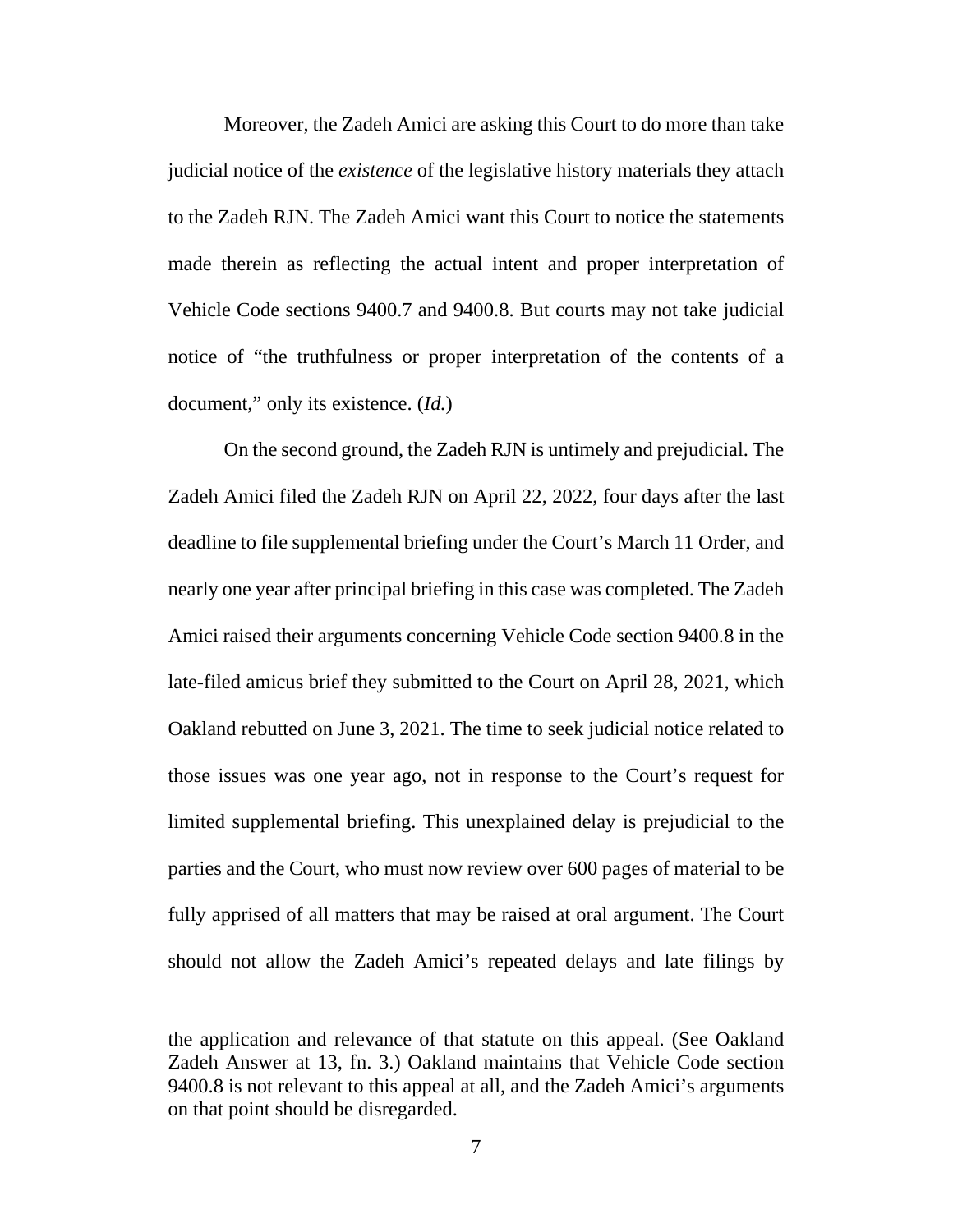Moreover, the Zadeh Amici are asking this Court to do more than take judicial notice of the *existence* of the legislative history materials they attach to the Zadeh RJN. The Zadeh Amici want this Court to notice the statements made therein as reflecting the actual intent and proper interpretation of Vehicle Code sections 9400.7 and 9400.8. But courts may not take judicial notice of "the truthfulness or proper interpretation of the contents of a document," only its existence. (*Id.*)

On the second ground, the Zadeh RJN is untimely and prejudicial. The Zadeh Amici filed the Zadeh RJN on April 22, 2022, four days after the last deadline to file supplemental briefing under the Court's March 11 Order, and nearly one year after principal briefing in this case was completed. The Zadeh Amici raised their arguments concerning Vehicle Code section 9400.8 in the late-filed amicus brief they submitted to the Court on April 28, 2021, which Oakland rebutted on June 3, 2021. The time to seek judicial notice related to those issues was one year ago, not in response to the Court's request for limited supplemental briefing. This unexplained delay is prejudicial to the parties and the Court, who must now review over 600 pages of material to be fully apprised of all matters that may be raised at oral argument. The Court should not allow the Zadeh Amici's repeated delays and late filings by

---

the application and relevance of that statute on this appeal. (See Oakland Zadeh Answer at 13, fn. 3.) Oakland maintains that Vehicle Code section 9400.8 is not relevant to this appeal at all, and the Zadeh Amici's arguments on that point should be disregarded.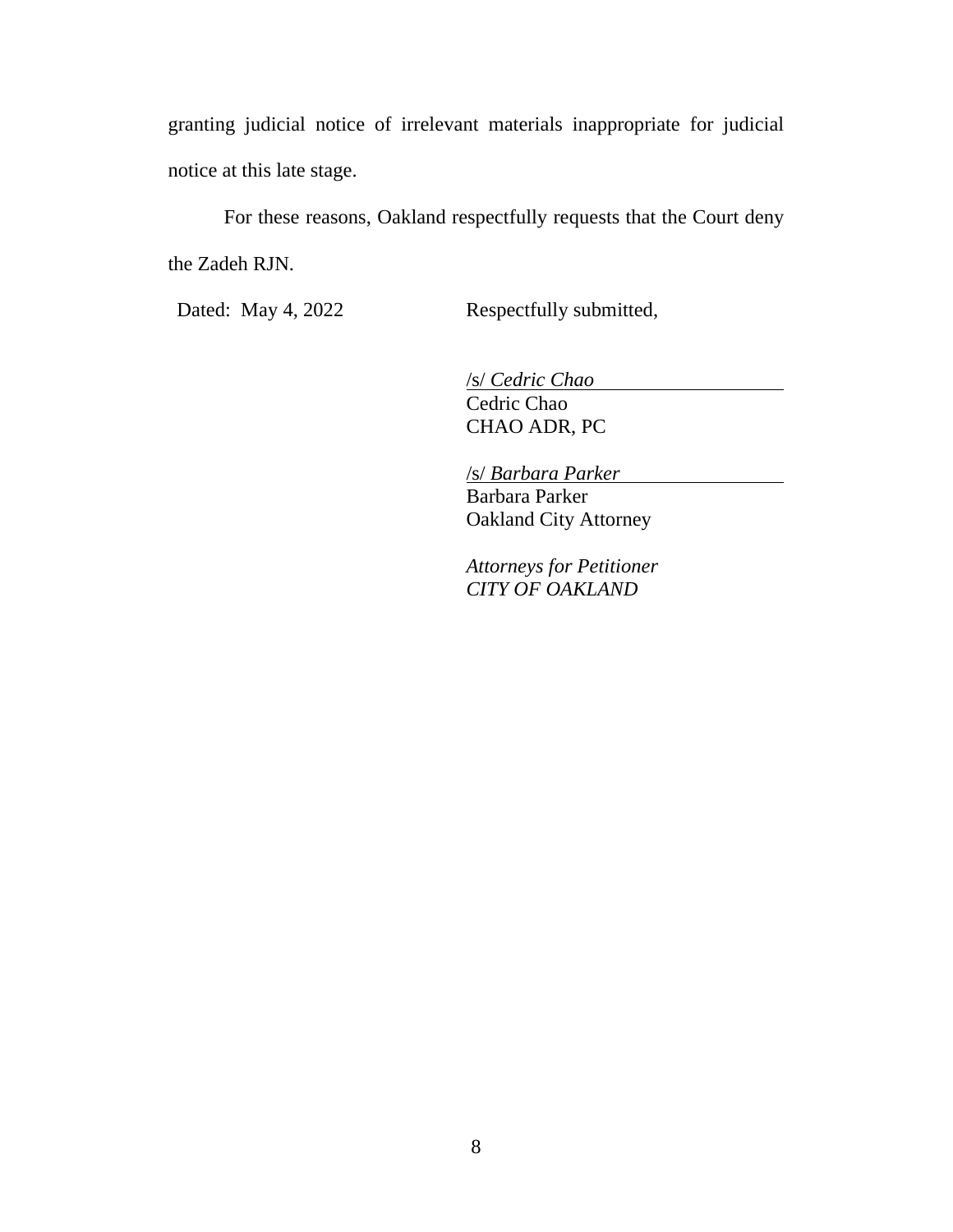granting judicial notice of irrelevant materials inappropriate for judicial notice at this late stage.

For these reasons, Oakland respectfully requests that the Court deny the Zadeh RJN.

Dated: May 4, 2022

Respectfully submitted,

/s/ *Cedric Chao*
Cedric Chao
CHAO ADR, PC

/s/ *Barbara Parker*
Barbara Parker
Oakland City Attorney

*Attorneys for Petitioner*
*CITY OF OAKLAND*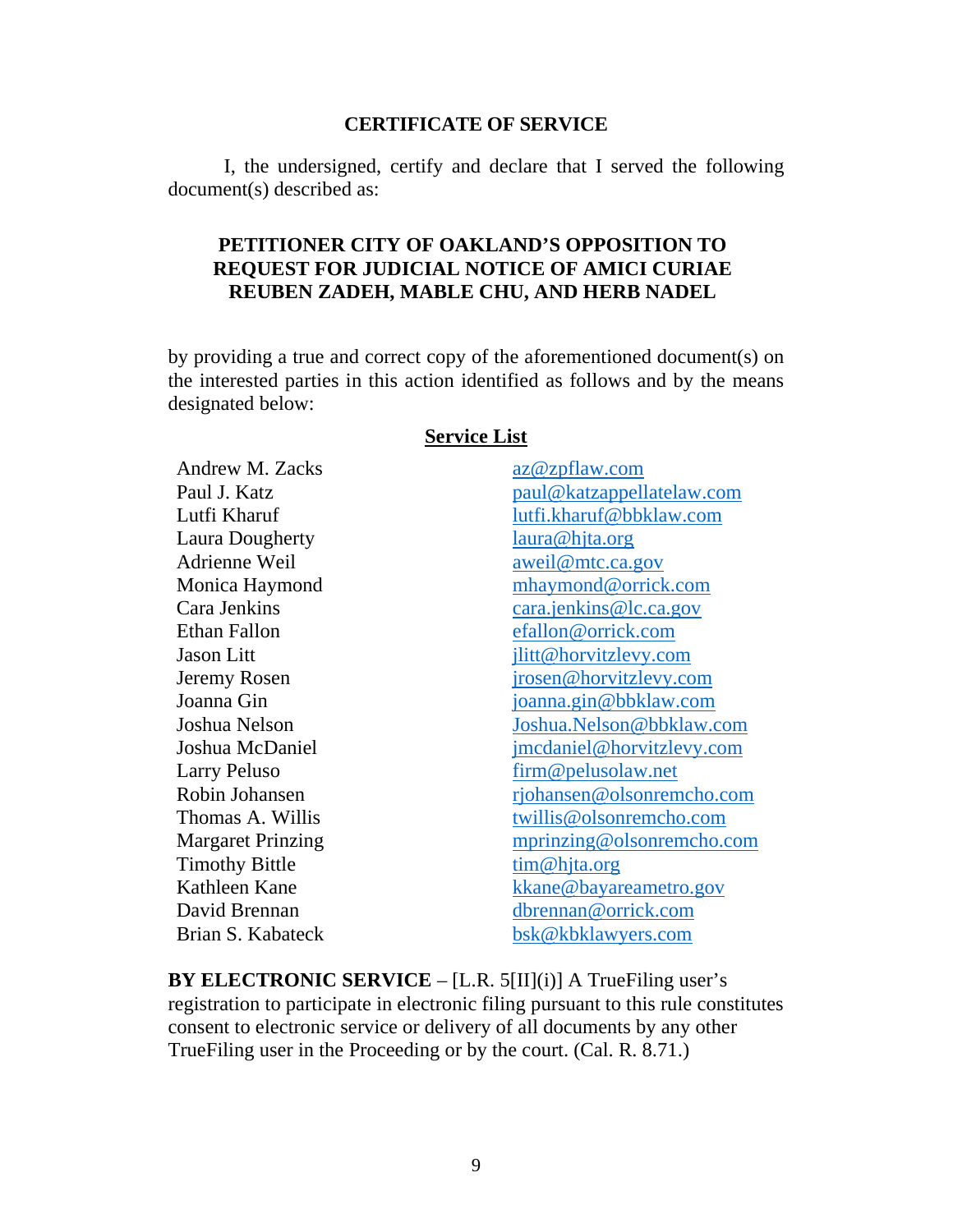## CERTIFICATE OF SERVICE

I, the undersigned, certify and declare that I served the following document(s) described as:

**PETITIONER CITY OF OAKLAND'S OPPOSITION TO REQUEST FOR JUDICIAL NOTICE OF AMICI CURIAE REUBEN ZADEH, MABLE CHU, AND HERB NADEL**

by providing a true and correct copy of the aforementioned document(s) on the interested parties in this action identified as follows and by the means designated below:

**Service List**

| | |
|---|---|
| Andrew M. Zacks | az@zpflaw.com |
| Paul J. Katz | paul@katzappellatelaw.com |
| Lutfi Kharuf | lutfi.kharuf@bbklaw.com |
| Laura Dougherty | laura@hjta.org |
| Adrienne Weil | aweil@mtc.ca.gov |
| Monica Haymond | mhaymond@orrick.com |
| Cara Jenkins | cara.jenkins@lc.ca.gov |
| Ethan Fallon | efallon@orrick.com |
| Jason Litt | jlitt@horvitzlevy.com |
| Jeremy Rosen | jrosen@horvitzlevy.com |
| Joanna Gin | joanna.gin@bbklaw.com |
| Joshua Nelson | Joshua.Nelson@bbklaw.com |
| Joshua McDaniel | jmcdaniel@horvitzlevy.com |
| Larry Peluso | firm@pelusolaw.net |
| Robin Johansen | rjohansen@olsonremcho.com |
| Thomas A. Willis | twillis@olsonremcho.com |
| Margaret Prinzing | mprinzing@olsonremcho.com |
| Timothy Bittle | tim@hjta.org |
| Kathleen Kane | kkane@bayareametro.gov |
| David Brennan | dbrennan@orrick.com |
| Brian S. Kabateck | bsk@kbklawyers.com |

**BY ELECTRONIC SERVICE** – [L.R. 5[II](i)] A TrueFiling user's registration to participate in electronic filing pursuant to this rule constitutes consent to electronic service or delivery of all documents by any other TrueFiling user in the Proceeding or by the court. (Cal. R. 8.71.)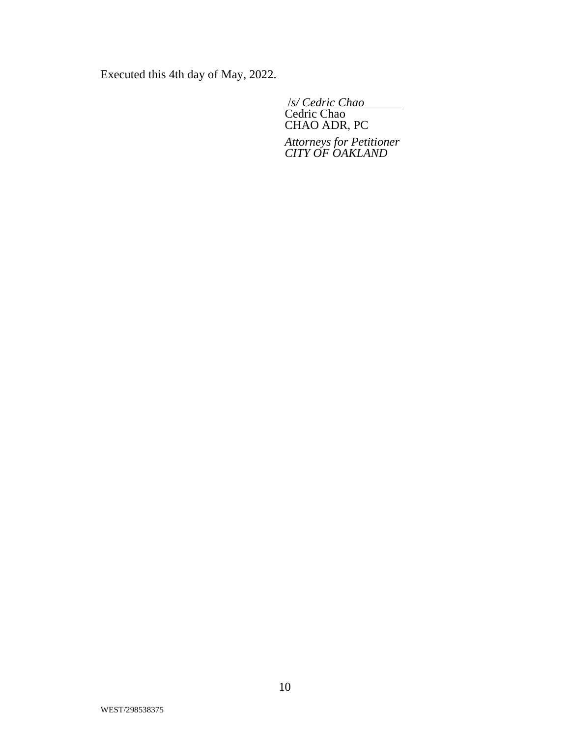Executed this 4th day of May, 2022.

/s/ *Cedric Chao*
Cedric Chao
CHAO ADR, PC

*Attorneys for Petitioner*
*CITY OF OAKLAND*

WEST/298538375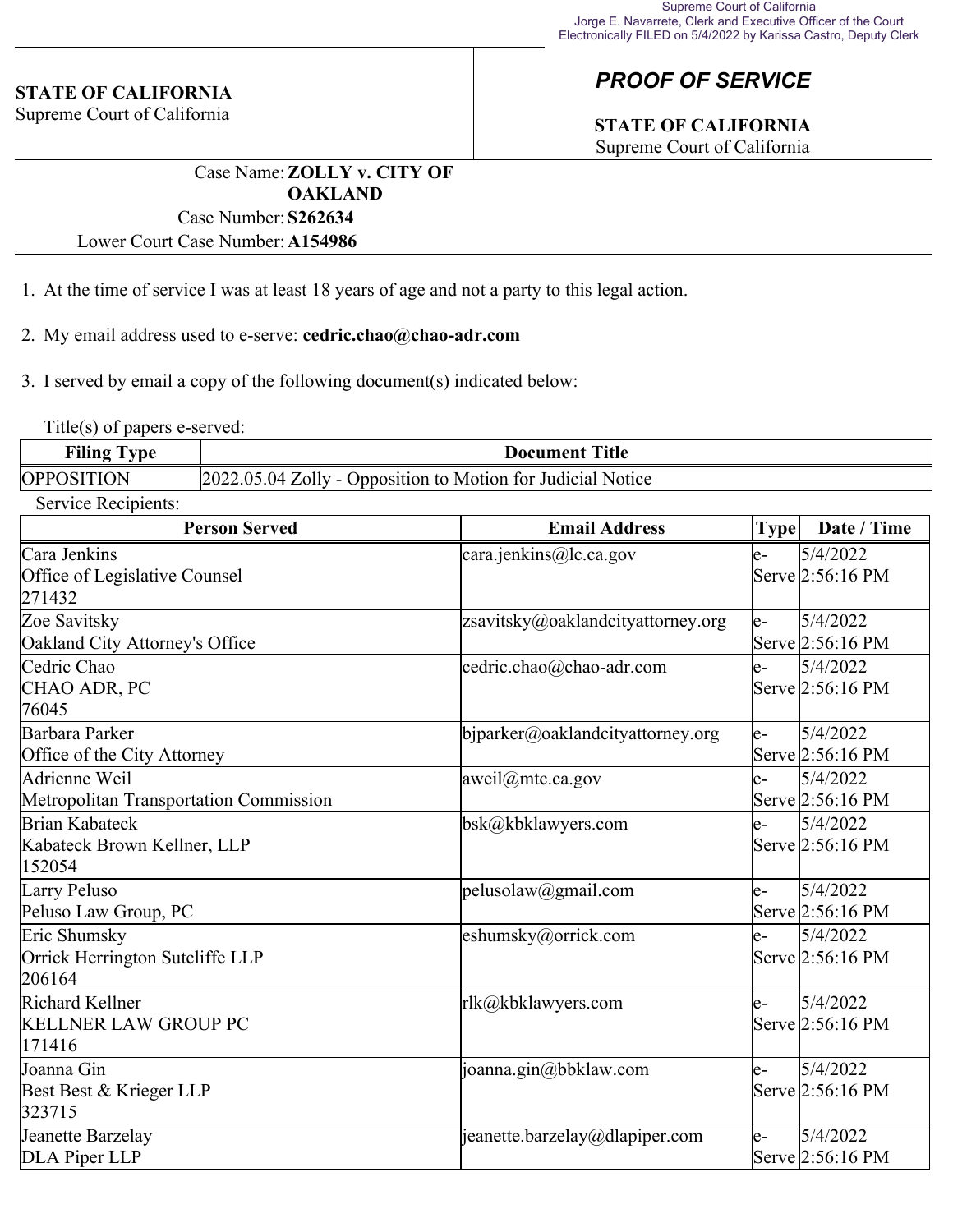Supreme Court of California
Jorge E. Navarrete, Clerk and Executive Officer of the Court
Electronically FILED on 5/4/2022 by Karissa Castro, Deputy Clerk

**STATE OF CALIFORNIA**
Supreme Court of California

## *PROOF OF SERVICE*

**STATE OF CALIFORNIA**
Supreme Court of California

Case Name: **ZOLLY v. CITY OF OAKLAND**
Case Number: **S262634**
Lower Court Case Number: **A154986**

1. At the time of service I was at least 18 years of age and not a party to this legal action.

2. My email address used to e-serve: **cedric.chao@chao-adr.com**

3. I served by email a copy of the following document(s) indicated below:

Title(s) of papers e-served:

| Filing Type | Document Title |
|---|---|
| OPPOSITION | 2022.05.04 Zolly - Opposition to Motion for Judicial Notice |

Service Recipients:

| Person Served | Email Address | Type | Date / Time |
|---|---|---|---|
| Cara Jenkins<br>Office of Legislative Counsel<br>271432 | cara.jenkins@lc.ca.gov | e-Serve | 5/4/2022 2:56:16 PM |
| Zoe Savitsky<br>Oakland City Attorney's Office | zsavitsky@oaklandcityattorney.org | e-Serve | 5/4/2022 2:56:16 PM |
| Cedric Chao<br>CHAO ADR, PC<br>76045 | cedric.chao@chao-adr.com | e-Serve | 5/4/2022 2:56:16 PM |
| Barbara Parker<br>Office of the City Attorney | bjparker@oaklandcityattorney.org | e-Serve | 5/4/2022 2:56:16 PM |
| Adrienne Weil<br>Metropolitan Transportation Commission | aweil@mtc.ca.gov | e-Serve | 5/4/2022 2:56:16 PM |
| Brian Kabateck<br>Kabateck Brown Kellner, LLP<br>152054 | bsk@kbklawyers.com | e-Serve | 5/4/2022 2:56:16 PM |
| Larry Peluso<br>Peluso Law Group, PC | pelusolaw@gmail.com | e-Serve | 5/4/2022 2:56:16 PM |
| Eric Shumsky<br>Orrick Herrington Sutcliffe LLP<br>206164 | eshumsky@orrick.com | e-Serve | 5/4/2022 2:56:16 PM |
| Richard Kellner<br>KELLNER LAW GROUP PC<br>171416 | rlk@kbklawyers.com | e-Serve | 5/4/2022 2:56:16 PM |
| Joanna Gin<br>Best Best & Krieger LLP<br>323715 | joanna.gin@bbklaw.com | e-Serve | 5/4/2022 2:56:16 PM |
| Jeanette Barzelay<br>DLA Piper LLP | jeanette.barzelay@dlapiper.com | e-Serve | 5/4/2022 2:56:16 PM |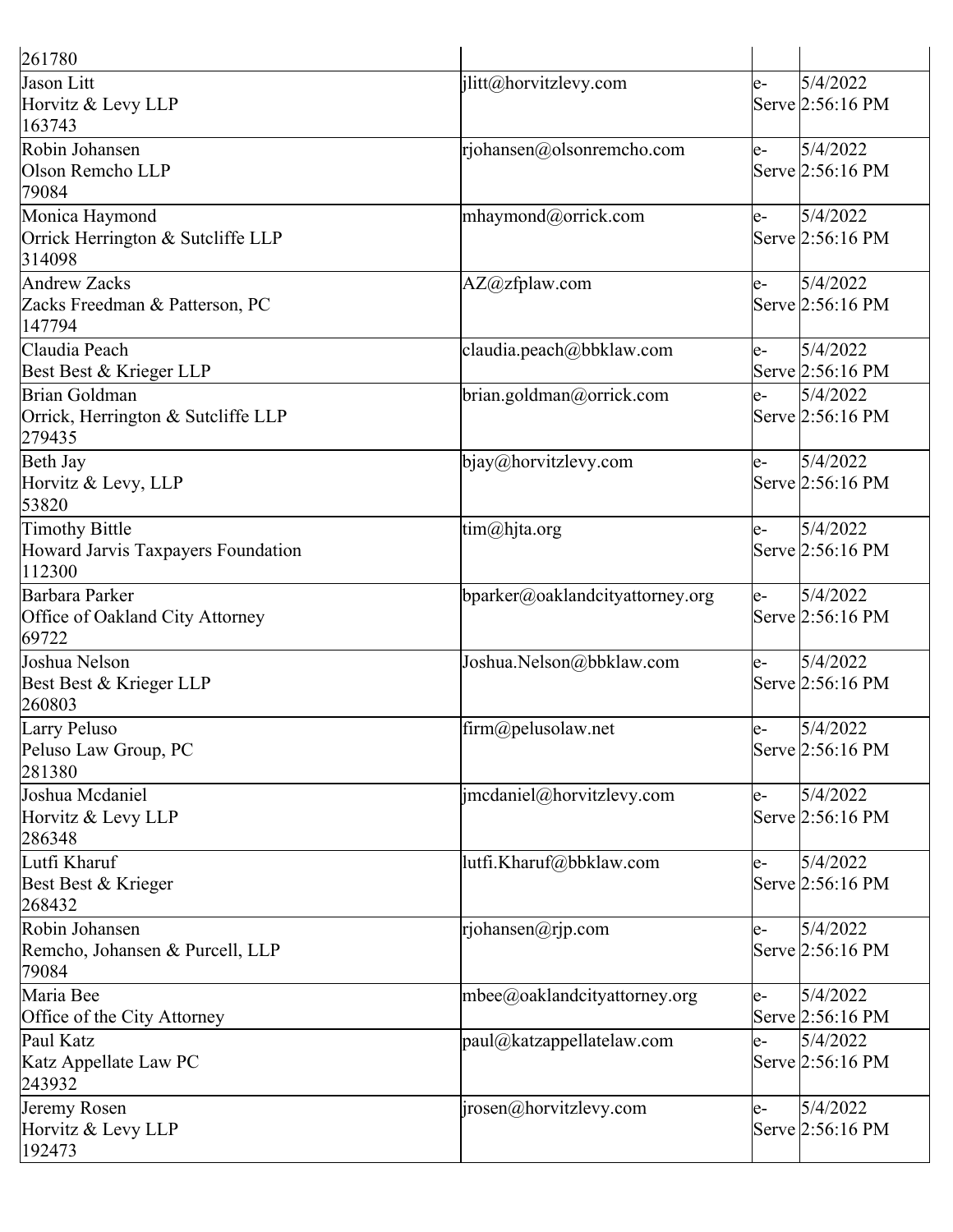| | | | |
|---|---|---|---|
| 261780 | | | |
| Jason Litt<br>Horvitz & Levy LLP<br>163743 | jlitt@horvitzlevy.com | e-Serve | 5/4/2022 2:56:16 PM |
| Robin Johansen<br>Olson Remcho LLP<br>79084 | rjohansen@olsonremcho.com | e-Serve | 5/4/2022 2:56:16 PM |
| Monica Haymond<br>Orrick Herrington & Sutcliffe LLP<br>314098 | mhaymond@orrick.com | e-Serve | 5/4/2022 2:56:16 PM |
| Andrew Zacks<br>Zacks Freedman & Patterson, PC<br>147794 | AZ@zfplaw.com | e-Serve | 5/4/2022 2:56:16 PM |
| Claudia Peach<br>Best Best & Krieger LLP | claudia.peach@bbklaw.com | e-Serve | 5/4/2022 2:56:16 PM |
| Brian Goldman<br>Orrick, Herrington & Sutcliffe LLP<br>279435 | brian.goldman@orrick.com | e-Serve | 5/4/2022 2:56:16 PM |
| Beth Jay<br>Horvitz & Levy, LLP<br>53820 | bjay@horvitzlevy.com | e-Serve | 5/4/2022 2:56:16 PM |
| Timothy Bittle<br>Howard Jarvis Taxpayers Foundation<br>112300 | tim@hjta.org | e-Serve | 5/4/2022 2:56:16 PM |
| Barbara Parker<br>Office of Oakland City Attorney<br>69722 | bparker@oaklandcityattorney.org | e-Serve | 5/4/2022 2:56:16 PM |
| Joshua Nelson<br>Best Best & Krieger LLP<br>260803 | Joshua.Nelson@bbklaw.com | e-Serve | 5/4/2022 2:56:16 PM |
| Larry Peluso<br>Peluso Law Group, PC<br>281380 | firm@pelusolaw.net | e-Serve | 5/4/2022 2:56:16 PM |
| Joshua Mcdaniel<br>Horvitz & Levy LLP<br>286348 | jmcdaniel@horvitzlevy.com | e-Serve | 5/4/2022 2:56:16 PM |
| Lutfi Kharuf<br>Best Best & Krieger<br>268432 | lutfi.Kharuf@bbklaw.com | e-Serve | 5/4/2022 2:56:16 PM |
| Robin Johansen<br>Remcho, Johansen & Purcell, LLP<br>79084 | rjohansen@rjp.com | e-Serve | 5/4/2022 2:56:16 PM |
| Maria Bee<br>Office of the City Attorney | mbee@oaklandcityattorney.org | e-Serve | 5/4/2022 2:56:16 PM |
| Paul Katz<br>Katz Appellate Law PC<br>243932 | paul@katzappellatelaw.com | e-Serve | 5/4/2022 2:56:16 PM |
| Jeremy Rosen<br>Horvitz & Levy LLP<br>192473 | jrosen@horvitzlevy.com | e-Serve | 5/4/2022 2:56:16 PM |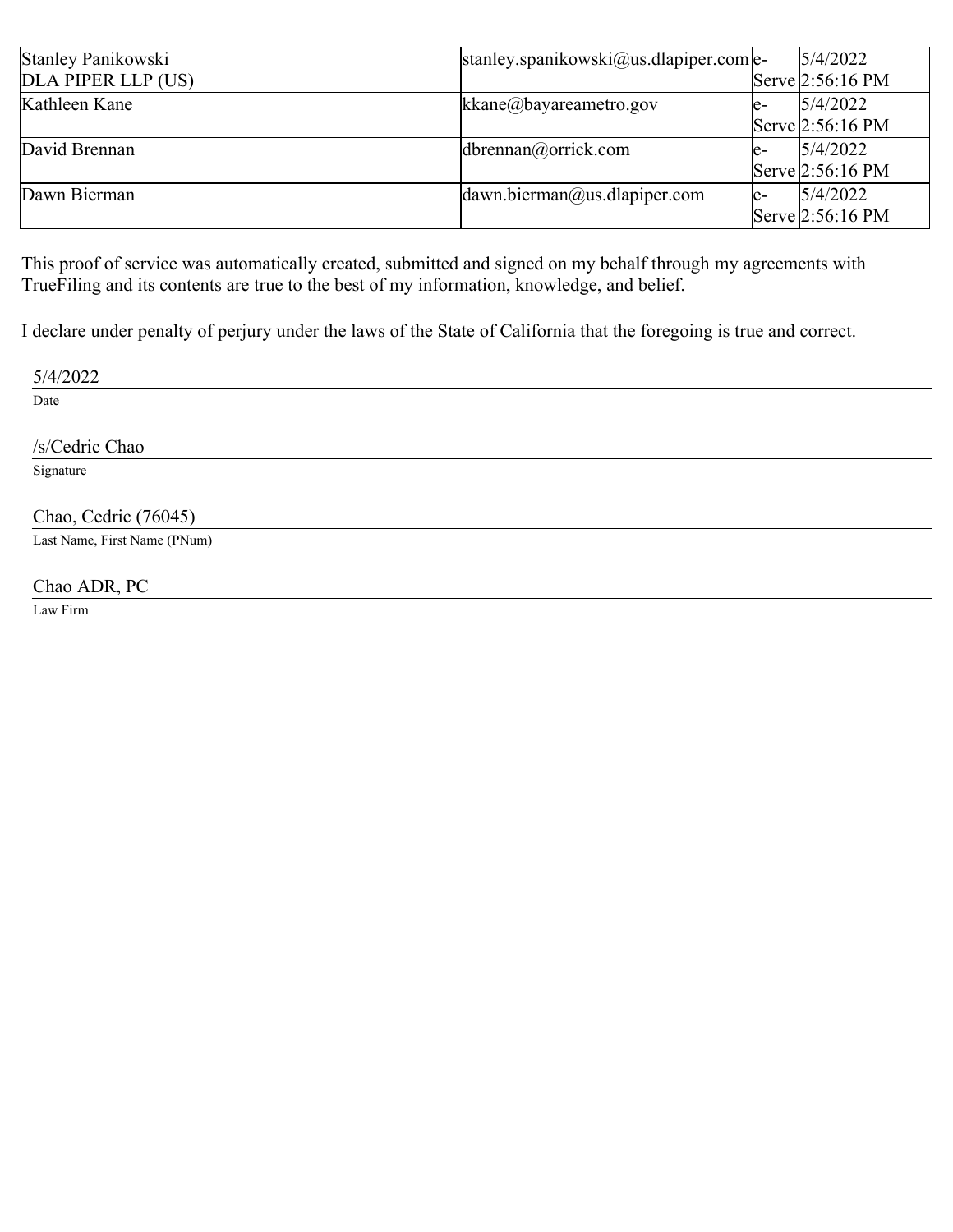| | | | |
|---|---|---|---|
| Stanley Panikowski<br>DLA PIPER LLP (US) | stanley.spanikowski@us.dlapiper.com | e-Serve | 5/4/2022 2:56:16 PM |
| Kathleen Kane | kkane@bayareametro.gov | e-Serve | 5/4/2022 2:56:16 PM |
| David Brennan | dbrennan@orrick.com | e-Serve | 5/4/2022 2:56:16 PM |
| Dawn Bierman | dawn.bierman@us.dlapiper.com | e-Serve | 5/4/2022 2:56:16 PM |

This proof of service was automatically created, submitted and signed on my behalf through my agreements with TrueFiling and its contents are true to the best of my information, knowledge, and belief.

I declare under penalty of perjury under the laws of the State of California that the foregoing is true and correct.

5/4/2022

Date

/s/Cedric Chao

Signature

Chao, Cedric (76045)

Last Name, First Name (PNum)

Chao ADR, PC

Law Firm